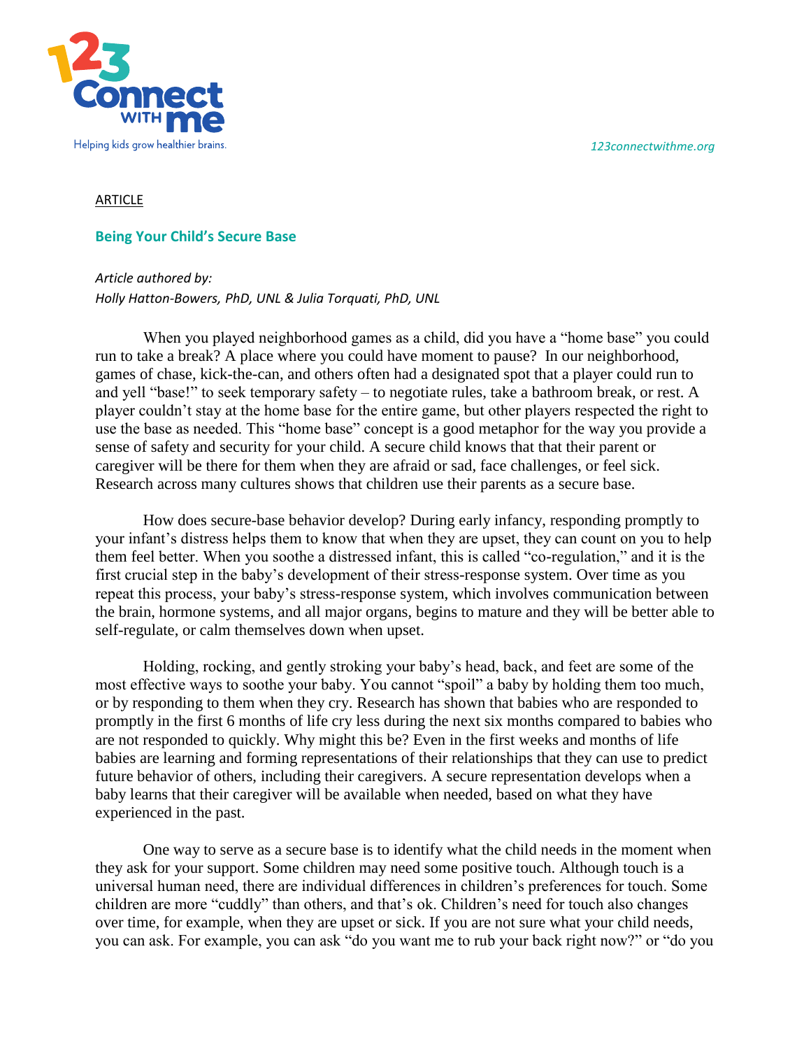123 Connect with me

Helping kids grow healthier brains.

*123connectwithme.org*

ARTICLE

## Being Your Child's Secure Base

*Article authored by:*
*Holly Hatton-Bowers, PhD, UNL & Julia Torquati, PhD, UNL*

When you played neighborhood games as a child, did you have a "home base" you could run to take a break? A place where you could have moment to pause? In our neighborhood, games of chase, kick-the-can, and others often had a designated spot that a player could run to and yell "base!" to seek temporary safety – to negotiate rules, take a bathroom break, or rest. A player couldn't stay at the home base for the entire game, but other players respected the right to use the base as needed. This "home base" concept is a good metaphor for the way you provide a sense of safety and security for your child. A secure child knows that that their parent or caregiver will be there for them when they are afraid or sad, face challenges, or feel sick. Research across many cultures shows that children use their parents as a secure base.

How does secure-base behavior develop? During early infancy, responding promptly to your infant's distress helps them to know that when they are upset, they can count on you to help them feel better. When you soothe a distressed infant, this is called "co-regulation," and it is the first crucial step in the baby's development of their stress-response system. Over time as you repeat this process, your baby's stress-response system, which involves communication between the brain, hormone systems, and all major organs, begins to mature and they will be better able to self-regulate, or calm themselves down when upset.

Holding, rocking, and gently stroking your baby's head, back, and feet are some of the most effective ways to soothe your baby. You cannot "spoil" a baby by holding them too much, or by responding to them when they cry. Research has shown that babies who are responded to promptly in the first 6 months of life cry less during the next six months compared to babies who are not responded to quickly. Why might this be? Even in the first weeks and months of life babies are learning and forming representations of their relationships that they can use to predict future behavior of others, including their caregivers. A secure representation develops when a baby learns that their caregiver will be available when needed, based on what they have experienced in the past.

One way to serve as a secure base is to identify what the child needs in the moment when they ask for your support. Some children may need some positive touch. Although touch is a universal human need, there are individual differences in children's preferences for touch. Some children are more "cuddly" than others, and that's ok. Children's need for touch also changes over time, for example, when they are upset or sick. If you are not sure what your child needs, you can ask. For example, you can ask "do you want me to rub your back right now?" or "do you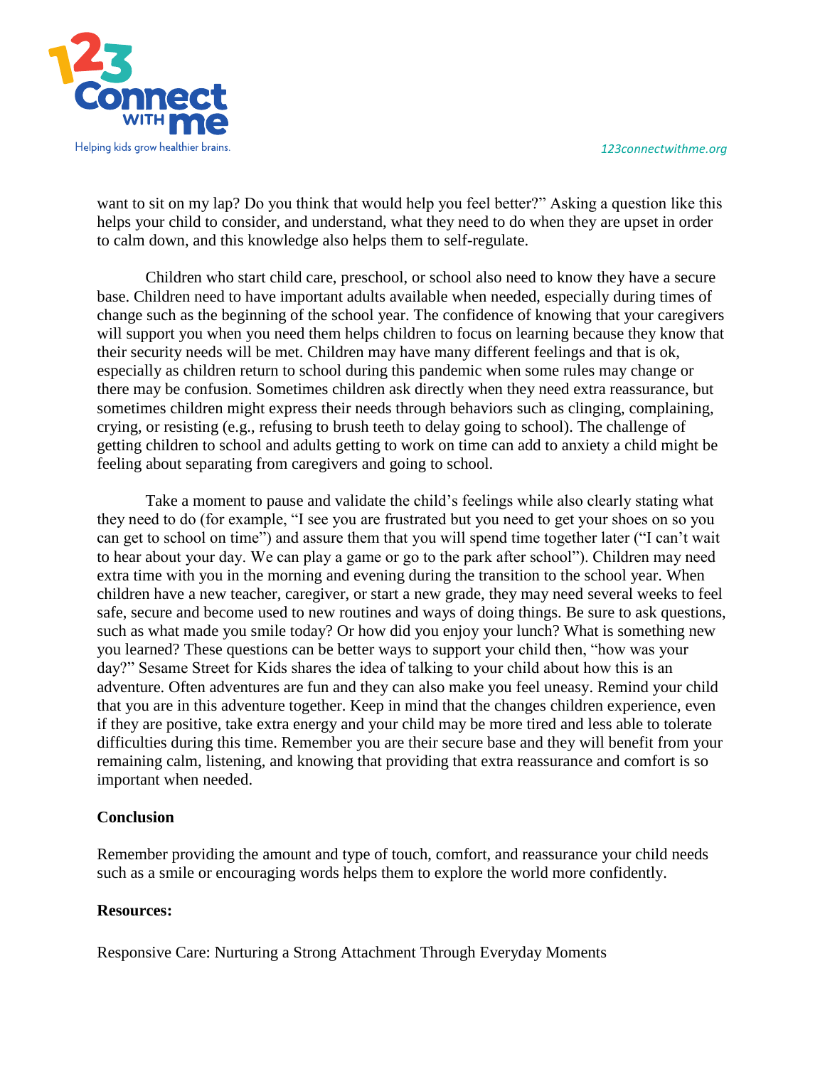want to sit on my lap? Do you think that would help you feel better?" Asking a question like this helps your child to consider, and understand, what they need to do when they are upset in order to calm down, and this knowledge also helps them to self-regulate.

Children who start child care, preschool, or school also need to know they have a secure base. Children need to have important adults available when needed, especially during times of change such as the beginning of the school year. The confidence of knowing that your caregivers will support you when you need them helps children to focus on learning because they know that their security needs will be met. Children may have many different feelings and that is ok, especially as children return to school during this pandemic when some rules may change or there may be confusion. Sometimes children ask directly when they need extra reassurance, but sometimes children might express their needs through behaviors such as clinging, complaining, crying, or resisting (e.g., refusing to brush teeth to delay going to school). The challenge of getting children to school and adults getting to work on time can add to anxiety a child might be feeling about separating from caregivers and going to school.

Take a moment to pause and validate the child's feelings while also clearly stating what they need to do (for example, "I see you are frustrated but you need to get your shoes on so you can get to school on time") and assure them that you will spend time together later ("I can't wait to hear about your day. We can play a game or go to the park after school"). Children may need extra time with you in the morning and evening during the transition to the school year. When children have a new teacher, caregiver, or start a new grade, they may need several weeks to feel safe, secure and become used to new routines and ways of doing things. Be sure to ask questions, such as what made you smile today? Or how did you enjoy your lunch? What is something new you learned? These questions can be better ways to support your child then, "how was your day?" Sesame Street for Kids shares the idea of talking to your child about how this is an adventure. Often adventures are fun and they can also make you feel uneasy. Remind your child that you are in this adventure together. Keep in mind that the changes children experience, even if they are positive, take extra energy and your child may be more tired and less able to tolerate difficulties during this time. Remember you are their secure base and they will benefit from your remaining calm, listening, and knowing that providing that extra reassurance and comfort is so important when needed.

**Conclusion**

Remember providing the amount and type of touch, comfort, and reassurance your child needs such as a smile or encouraging words helps them to explore the world more confidently.

**Resources:**

Responsive Care: Nurturing a Strong Attachment Through Everyday Moments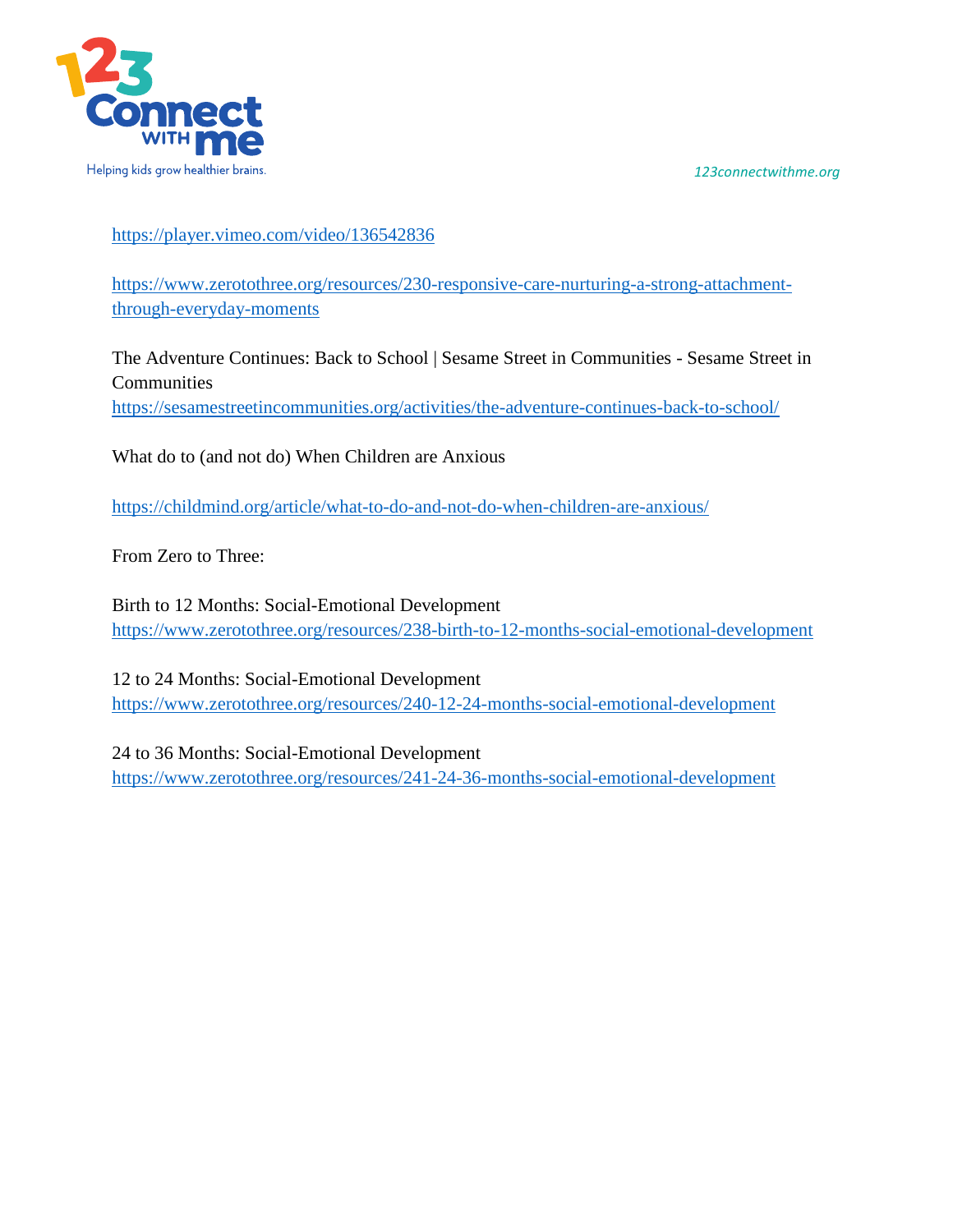https://player.vimeo.com/video/136542836

https://www.zerotothree.org/resources/230-responsive-care-nurturing-a-strong-attachment-through-everyday-moments

The Adventure Continues: Back to School | Sesame Street in Communities - Sesame Street in Communities
https://sesamestreetincommunities.org/activities/the-adventure-continues-back-to-school/

What do to (and not do) When Children are Anxious

https://childmind.org/article/what-to-do-and-not-do-when-children-are-anxious/

From Zero to Three:

Birth to 12 Months: Social-Emotional Development
https://www.zerotothree.org/resources/238-birth-to-12-months-social-emotional-development

12 to 24 Months: Social-Emotional Development
https://www.zerotothree.org/resources/240-12-24-months-social-emotional-development

24 to 36 Months: Social-Emotional Development
https://www.zerotothree.org/resources/241-24-36-months-social-emotional-development